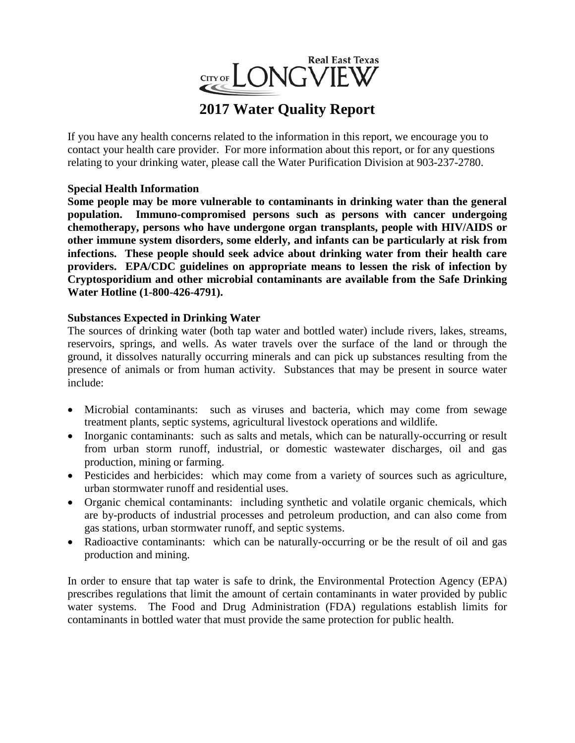Real East Texas

CITY OF LONGVIEW

# 2017 Water Quality Report

If you have any health concerns related to the information in this report, we encourage you to contact your health care provider. For more information about this report, or for any questions relating to your drinking water, please call the Water Purification Division at 903-237-2780.

### Special Health Information

**Some people may be more vulnerable to contaminants in drinking water than the general population. Immuno-compromised persons such as persons with cancer undergoing chemotherapy, persons who have undergone organ transplants, people with HIV/AIDS or other immune system disorders, some elderly, and infants can be particularly at risk from infections. These people should seek advice about drinking water from their health care providers. EPA/CDC guidelines on appropriate means to lessen the risk of infection by Cryptosporidium and other microbial contaminants are available from the Safe Drinking Water Hotline (1-800-426-4791).**

### Substances Expected in Drinking Water

The sources of drinking water (both tap water and bottled water) include rivers, lakes, streams, reservoirs, springs, and wells. As water travels over the surface of the land or through the ground, it dissolves naturally occurring minerals and can pick up substances resulting from the presence of animals or from human activity. Substances that may be present in source water include:

- Microbial contaminants: such as viruses and bacteria, which may come from sewage treatment plants, septic systems, agricultural livestock operations and wildlife.
- Inorganic contaminants: such as salts and metals, which can be naturally-occurring or result from urban storm runoff, industrial, or domestic wastewater discharges, oil and gas production, mining or farming.
- Pesticides and herbicides: which may come from a variety of sources such as agriculture, urban stormwater runoff and residential uses.
- Organic chemical contaminants: including synthetic and volatile organic chemicals, which are by-products of industrial processes and petroleum production, and can also come from gas stations, urban stormwater runoff, and septic systems.
- Radioactive contaminants: which can be naturally-occurring or be the result of oil and gas production and mining.

In order to ensure that tap water is safe to drink, the Environmental Protection Agency (EPA) prescribes regulations that limit the amount of certain contaminants in water provided by public water systems. The Food and Drug Administration (FDA) regulations establish limits for contaminants in bottled water that must provide the same protection for public health.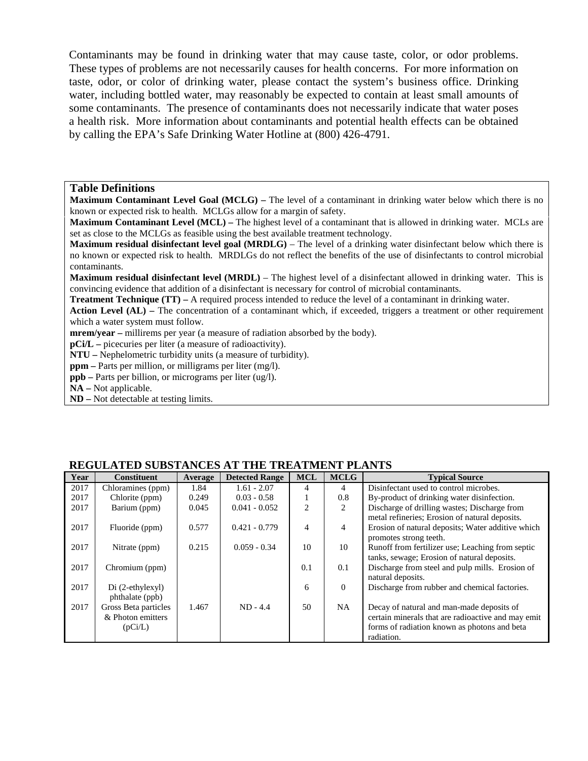Contaminants may be found in drinking water that may cause taste, color, or odor problems. These types of problems are not necessarily causes for health concerns. For more information on taste, odor, or color of drinking water, please contact the system's business office. Drinking water, including bottled water, may reasonably be expected to contain at least small amounts of some contaminants. The presence of contaminants does not necessarily indicate that water poses a health risk. More information about contaminants and potential health effects can be obtained by calling the EPA's Safe Drinking Water Hotline at (800) 426-4791.

### Table Definitions

**Maximum Contaminant Level Goal (MCLG) –** The level of a contaminant in drinking water below which there is no known or expected risk to health. MCLGs allow for a margin of safety.

**Maximum Contaminant Level (MCL) –** The highest level of a contaminant that is allowed in drinking water. MCLs are set as close to the MCLGs as feasible using the best available treatment technology.

**Maximum residual disinfectant level goal (MRDLG)** – The level of a drinking water disinfectant below which there is no known or expected risk to health. MRDLGs do not reflect the benefits of the use of disinfectants to control microbial contaminants.

**Maximum residual disinfectant level (MRDL)** – The highest level of a disinfectant allowed in drinking water. This is convincing evidence that addition of a disinfectant is necessary for control of microbial contaminants.

**Treatment Technique (TT) –** A required process intended to reduce the level of a contaminant in drinking water.

**Action Level (AL) –** The concentration of a contaminant which, if exceeded, triggers a treatment or other requirement which a water system must follow.

**mrem/year –** millirems per year (a measure of radiation absorbed by the body).

**pCi/L –** picecuries per liter (a measure of radioactivity).

**NTU –** Nephelometric turbidity units (a measure of turbidity).

**ppm –** Parts per million, or milligrams per liter (mg/l).

**ppb –** Parts per billion, or micrograms per liter (ug/l).

**NA –** Not applicable.

**ND –** Not detectable at testing limits.

### REGULATED SUBSTANCES AT THE TREATMENT PLANTS

| Year | Constituent | Average | Detected Range | MCL | MCLG | Typical Source |
|---|---|---|---|---|---|---|
| 2017 | Chloramines (ppm) | 1.84 | 1.61 - 2.07 | 4 | 4 | Disinfectant used to control microbes. |
| 2017 | Chlorite (ppm) | 0.249 | 0.03 - 0.58 | 1 | 0.8 | By-product of drinking water disinfection. |
| 2017 | Barium (ppm) | 0.045 | 0.041 - 0.052 | 2 | 2 | Discharge of drilling wastes; Discharge from metal refineries; Erosion of natural deposits. |
| 2017 | Fluoride (ppm) | 0.577 | 0.421 - 0.779 | 4 | 4 | Erosion of natural deposits; Water additive which promotes strong teeth. |
| 2017 | Nitrate (ppm) | 0.215 | 0.059 - 0.34 | 10 | 10 | Runoff from fertilizer use; Leaching from septic tanks, sewage; Erosion of natural deposits. |
| 2017 | Chromium (ppm) | | | 0.1 | 0.1 | Discharge from steel and pulp mills. Erosion of natural deposits. |
| 2017 | Di (2-ethylexyl) phthalate (ppb) | | | 6 | 0 | Discharge from rubber and chemical factories. |
| 2017 | Gross Beta particles & Photon emitters (pCi/L) | 1.467 | ND - 4.4 | 50 | NA | Decay of natural and man-made deposits of certain minerals that are radioactive and may emit forms of radiation known as photons and beta radiation. |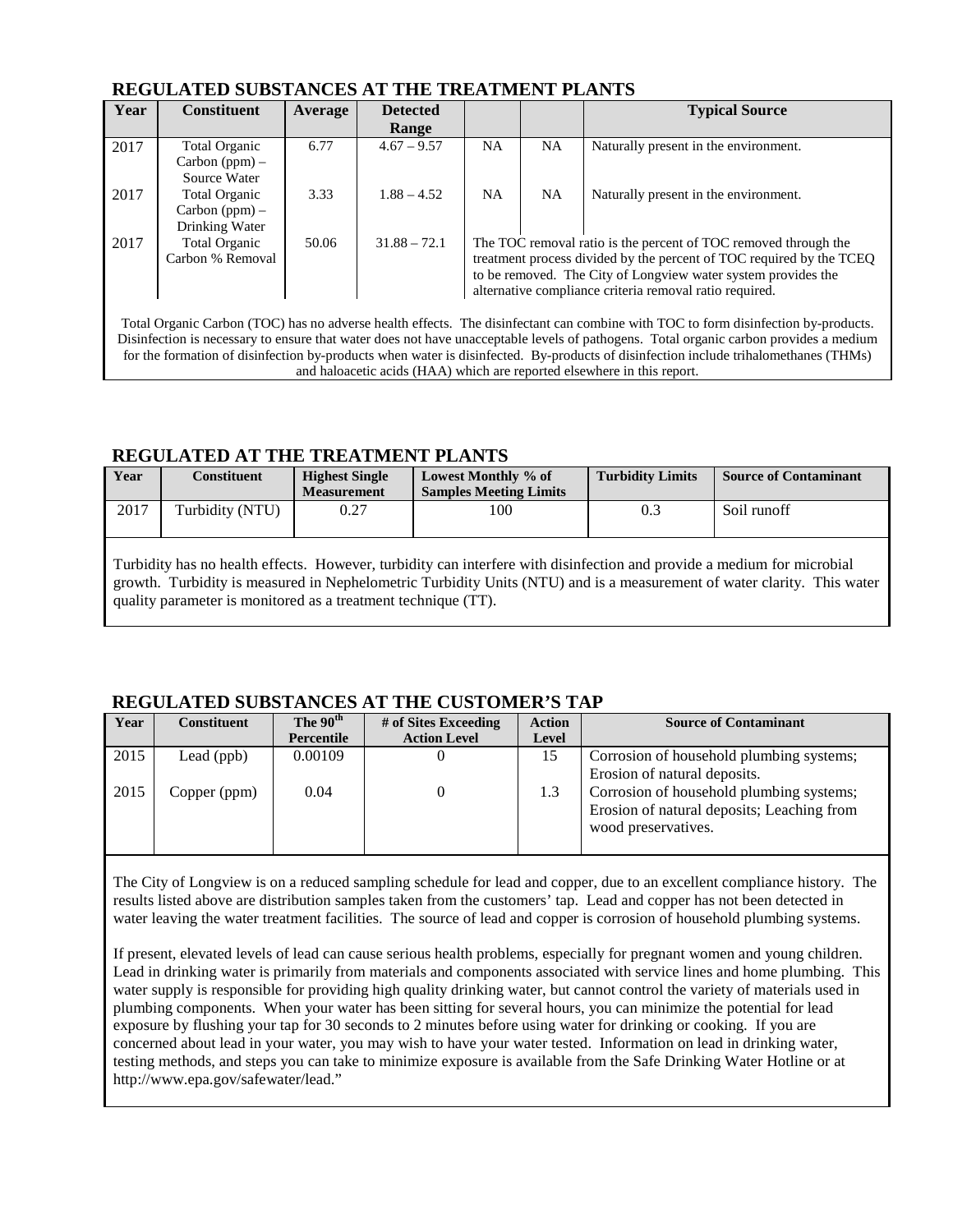## REGULATED SUBSTANCES AT THE TREATMENT PLANTS

| Year | Constituent | Average | Detected Range | | | Typical Source |
|---|---|---|---|---|---|---|
| 2017 | Total Organic Carbon (ppm) – Source Water | 6.77 | 4.67 – 9.57 | NA | NA | Naturally present in the environment. |
| 2017 | Total Organic Carbon (ppm) – Drinking Water | 3.33 | 1.88 – 4.52 | NA | NA | Naturally present in the environment. |
| 2017 | Total Organic Carbon % Removal | 50.06 | 31.88 – 72.1 | The TOC removal ratio is the percent of TOC removed through the treatment process divided by the percent of TOC required by the TCEQ to be removed. The City of Longview water system provides the alternative compliance criteria removal ratio required. | | |

Total Organic Carbon (TOC) has no adverse health effects. The disinfectant can combine with TOC to form disinfection by-products. Disinfection is necessary to ensure that water does not have unacceptable levels of pathogens. Total organic carbon provides a medium for the formation of disinfection by-products when water is disinfected. By-products of disinfection include trihalomethanes (THMs) and haloacetic acids (HAA) which are reported elsewhere in this report.

## REGULATED AT THE TREATMENT PLANTS

| Year | Constituent | Highest Single Measurement | Lowest Monthly % of Samples Meeting Limits | Turbidity Limits | Source of Contaminant |
|---|---|---|---|---|---|
| 2017 | Turbidity (NTU) | 0.27 | 100 | 0.3 | Soil runoff |

Turbidity has no health effects. However, turbidity can interfere with disinfection and provide a medium for microbial growth. Turbidity is measured in Nephelometric Turbidity Units (NTU) and is a measurement of water clarity. This water quality parameter is monitored as a treatment technique (TT).

## REGULATED SUBSTANCES AT THE CUSTOMER'S TAP

| Year | Constituent | The 90th Percentile | # of Sites Exceeding Action Level | Action Level | Source of Contaminant |
|---|---|---|---|---|---|
| 2015 | Lead (ppb) | 0.00109 | 0 | 15 | Corrosion of household plumbing systems; Erosion of natural deposits. |
| 2015 | Copper (ppm) | 0.04 | 0 | 1.3 | Corrosion of household plumbing systems; Erosion of natural deposits; Leaching from wood preservatives. |

The City of Longview is on a reduced sampling schedule for lead and copper, due to an excellent compliance history. The results listed above are distribution samples taken from the customers' tap. Lead and copper has not been detected in water leaving the water treatment facilities. The source of lead and copper is corrosion of household plumbing systems.

If present, elevated levels of lead can cause serious health problems, especially for pregnant women and young children. Lead in drinking water is primarily from materials and components associated with service lines and home plumbing. This water supply is responsible for providing high quality drinking water, but cannot control the variety of materials used in plumbing components. When your water has been sitting for several hours, you can minimize the potential for lead exposure by flushing your tap for 30 seconds to 2 minutes before using water for drinking or cooking. If you are concerned about lead in your water, you may wish to have your water tested. Information on lead in drinking water, testing methods, and steps you can take to minimize exposure is available from the Safe Drinking Water Hotline or at http://www.epa.gov/safewater/lead."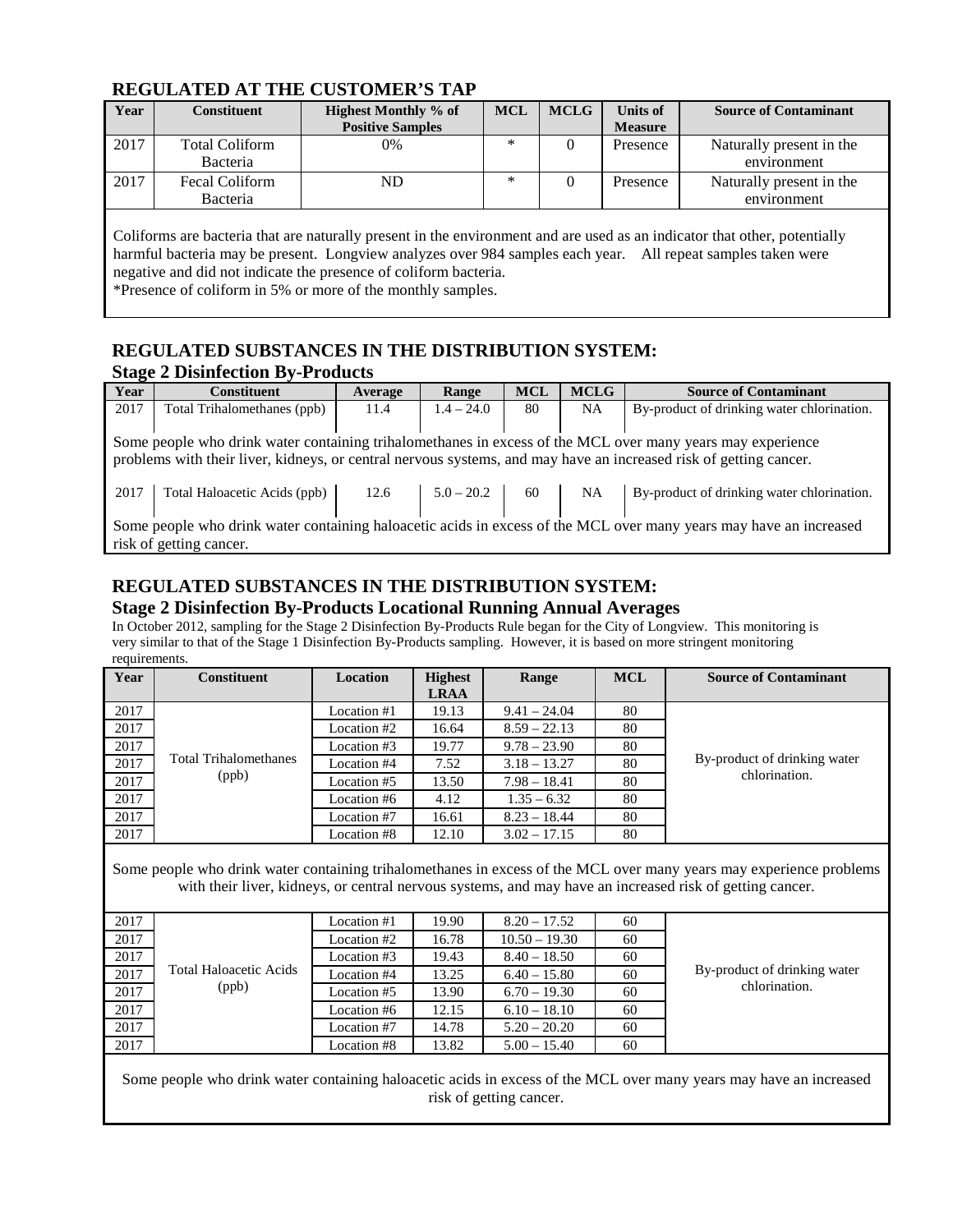## REGULATED AT THE CUSTOMER'S TAP

| Year | Constituent | Highest Monthly % of Positive Samples | MCL | MCLG | Units of Measure | Source of Contaminant |
|---|---|---|---|---|---|---|
| 2017 | Total Coliform Bacteria | 0% | * | 0 | Presence | Naturally present in the environment |
| 2017 | Fecal Coliform Bacteria | ND | * | 0 | Presence | Naturally present in the environment |

Coliforms are bacteria that are naturally present in the environment and are used as an indicator that other, potentially harmful bacteria may be present. Longview analyzes over 984 samples each year. All repeat samples taken were negative and did not indicate the presence of coliform bacteria.
*Presence of coliform in 5% or more of the monthly samples.

## REGULATED SUBSTANCES IN THE DISTRIBUTION SYSTEM:
### Stage 2 Disinfection By-Products

| Year | Constituent | Average | Range | MCL | MCLG | Source of Contaminant |
|---|---|---|---|---|---|---|
| 2017 | Total Trihalomethanes (ppb) | 11.4 | 1.4 – 24.0 | 80 | NA | By-product of drinking water chlorination. |

Some people who drink water containing trihalomethanes in excess of the MCL over many years may experience problems with their liver, kidneys, or central nervous systems, and may have an increased risk of getting cancer.

| Year | Constituent | Average | Range | MCL | MCLG | Source of Contaminant |
|---|---|---|---|---|---|---|
| 2017 | Total Haloacetic Acids (ppb) | 12.6 | 5.0 – 20.2 | 60 | NA | By-product of drinking water chlorination. |

Some people who drink water containing haloacetic acids in excess of the MCL over many years may have an increased risk of getting cancer.

## REGULATED SUBSTANCES IN THE DISTRIBUTION SYSTEM:
### Stage 2 Disinfection By-Products Locational Running Annual Averages

In October 2012, sampling for the Stage 2 Disinfection By-Products Rule began for the City of Longview. This monitoring is very similar to that of the Stage 1 Disinfection By-Products sampling. However, it is based on more stringent monitoring requirements.

| Year | Constituent | Location | Highest LRAA | Range | MCL | Source of Contaminant |
|---|---|---|---|---|---|---|
| 2017 | Total Trihalomethanes (ppb) | Location #1 | 19.13 | 9.41 – 24.04 | 80 | By-product of drinking water chlorination. |
| 2017 | | Location #2 | 16.64 | 8.59 – 22.13 | 80 | |
| 2017 | | Location #3 | 19.77 | 9.78 – 23.90 | 80 | |
| 2017 | | Location #4 | 7.52 | 3.18 – 13.27 | 80 | |
| 2017 | | Location #5 | 13.50 | 7.98 – 18.41 | 80 | |
| 2017 | | Location #6 | 4.12 | 1.35 – 6.32 | 80 | |
| 2017 | | Location #7 | 16.61 | 8.23 – 18.44 | 80 | |
| 2017 | | Location #8 | 12.10 | 3.02 – 17.15 | 80 | |

Some people who drink water containing trihalomethanes in excess of the MCL over many years may experience problems with their liver, kidneys, or central nervous systems, and may have an increased risk of getting cancer.

| Year | Constituent | Location | Highest LRAA | Range | MCL | Source of Contaminant |
|---|---|---|---|---|---|---|
| 2017 | Total Haloacetic Acids (ppb) | Location #1 | 19.90 | 8.20 – 17.52 | 60 | By-product of drinking water chlorination. |
| 2017 | | Location #2 | 16.78 | 10.50 – 19.30 | 60 | |
| 2017 | | Location #3 | 19.43 | 8.40 – 18.50 | 60 | |
| 2017 | | Location #4 | 13.25 | 6.40 – 15.80 | 60 | |
| 2017 | | Location #5 | 13.90 | 6.70 – 19.30 | 60 | |
| 2017 | | Location #6 | 12.15 | 6.10 – 18.10 | 60 | |
| 2017 | | Location #7 | 14.78 | 5.20 – 20.20 | 60 | |
| 2017 | | Location #8 | 13.82 | 5.00 – 15.40 | 60 | |

Some people who drink water containing haloacetic acids in excess of the MCL over many years may have an increased risk of getting cancer.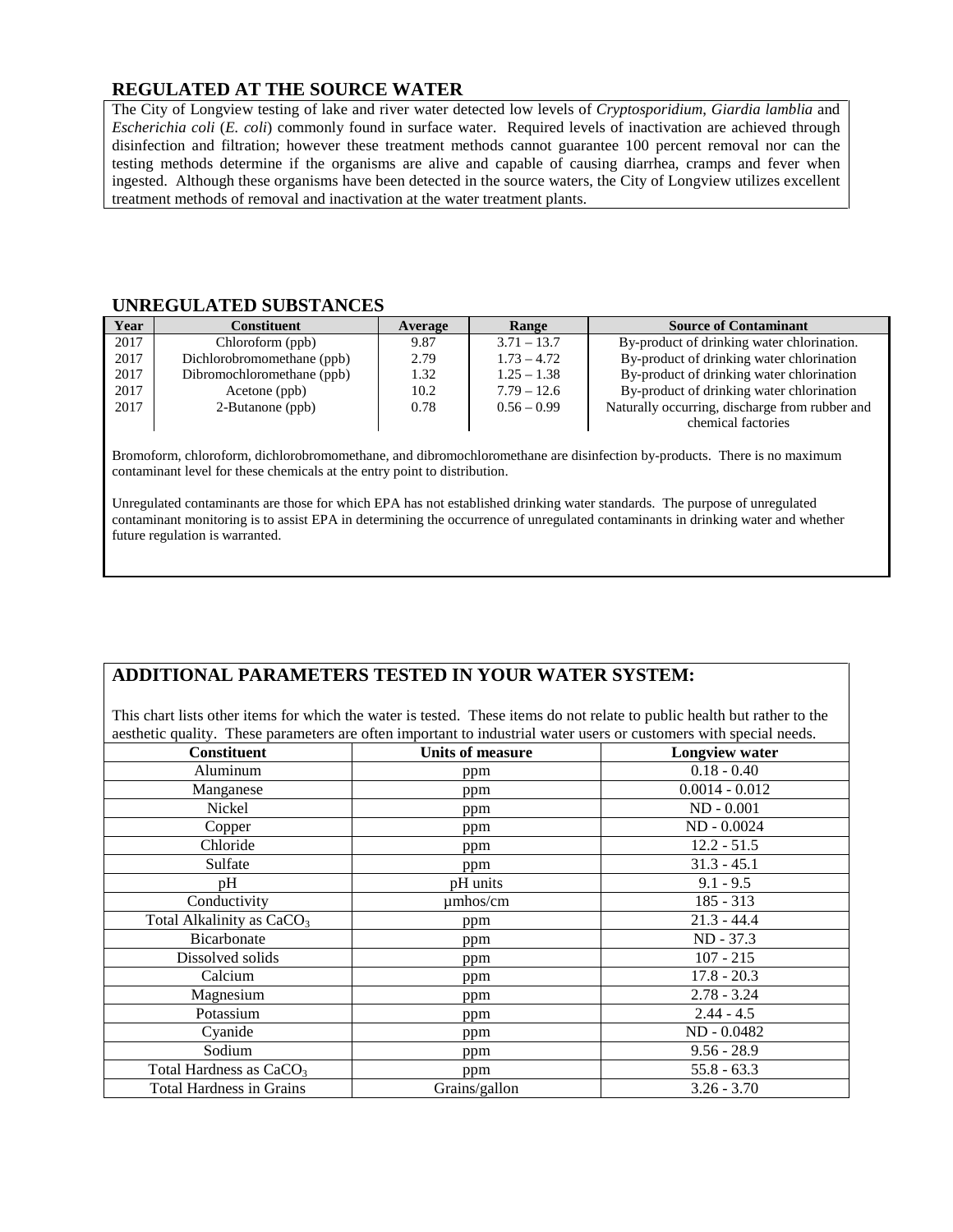## REGULATED AT THE SOURCE WATER

The City of Longview testing of lake and river water detected low levels of *Cryptosporidium*, *Giardia lamblia* and *Escherichia coli* (*E. coli*) commonly found in surface water. Required levels of inactivation are achieved through disinfection and filtration; however these treatment methods cannot guarantee 100 percent removal nor can the testing methods determine if the organisms are alive and capable of causing diarrhea, cramps and fever when ingested. Although these organisms have been detected in the source waters, the City of Longview utilizes excellent treatment methods of removal and inactivation at the water treatment plants.

## UNREGULATED SUBSTANCES

| Year | Constituent | Average | Range | Source of Contaminant |
|---|---|---|---|---|
| 2017 | Chloroform (ppb) | 9.87 | 3.71 – 13.7 | By-product of drinking water chlorination. |
| 2017 | Dichlorobromomethane (ppb) | 2.79 | 1.73 – 4.72 | By-product of drinking water chlorination |
| 2017 | Dibromochloromethane (ppb) | 1.32 | 1.25 – 1.38 | By-product of drinking water chlorination |
| 2017 | Acetone (ppb) | 10.2 | 7.79 – 12.6 | By-product of drinking water chlorination |
| 2017 | 2-Butanone (ppb) | 0.78 | 0.56 – 0.99 | Naturally occurring, discharge from rubber and chemical factories |

Bromoform, chloroform, dichlorobromomethane, and dibromochloromethane are disinfection by-products. There is no maximum contaminant level for these chemicals at the entry point to distribution.

Unregulated contaminants are those for which EPA has not established drinking water standards. The purpose of unregulated contaminant monitoring is to assist EPA in determining the occurrence of unregulated contaminants in drinking water and whether future regulation is warranted.

## ADDITIONAL PARAMETERS TESTED IN YOUR WATER SYSTEM:

This chart lists other items for which the water is tested. These items do not relate to public health but rather to the aesthetic quality. These parameters are often important to industrial water users or customers with special needs.

| Constituent | Units of measure | Longview water |
|---|---|---|
| Aluminum | ppm | 0.18 - 0.40 |
| Manganese | ppm | 0.0014 - 0.012 |
| Nickel | ppm | ND - 0.001 |
| Copper | ppm | ND - 0.0024 |
| Chloride | ppm | 12.2 - 51.5 |
| Sulfate | ppm | 31.3 - 45.1 |
| pH | pH units | 9.1 - 9.5 |
| Conductivity | µmhos/cm | 185 - 313 |
| Total Alkalinity as $CaCO_3$ | ppm | 21.3 - 44.4 |
| Bicarbonate | ppm | ND - 37.3 |
| Dissolved solids | ppm | 107 - 215 |
| Calcium | ppm | 17.8 - 20.3 |
| Magnesium | ppm | 2.78 - 3.24 |
| Potassium | ppm | 2.44 - 4.5 |
| Cyanide | ppm | ND - 0.0482 |
| Sodium | ppm | 9.56 - 28.9 |
| Total Hardness as $CaCO_3$ | ppm | 55.8 - 63.3 |
| Total Hardness in Grains | Grains/gallon | 3.26 - 3.70 |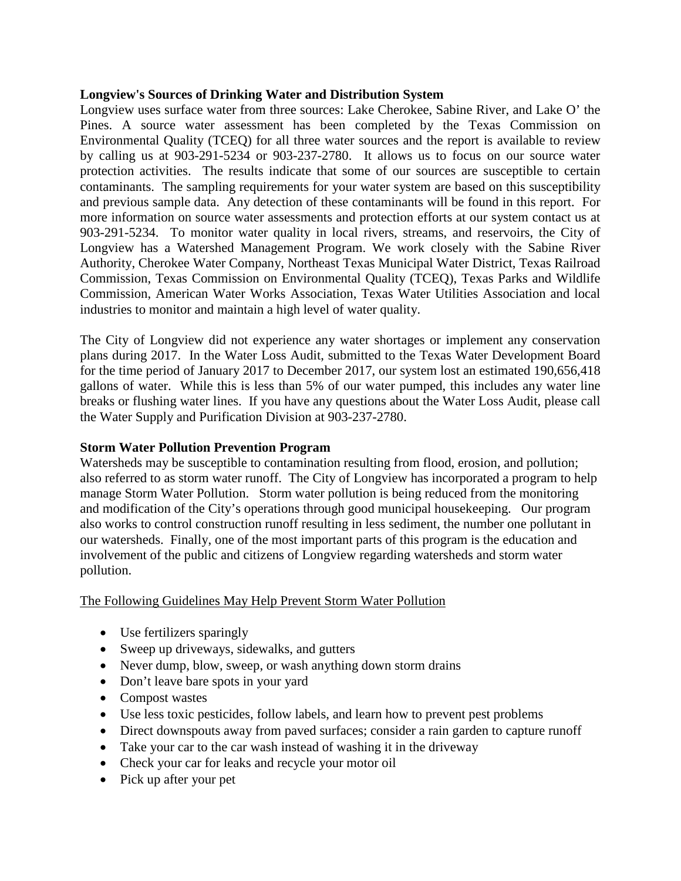**Longview's Sources of Drinking Water and Distribution System**

Longview uses surface water from three sources: Lake Cherokee, Sabine River, and Lake O' the Pines. A source water assessment has been completed by the Texas Commission on Environmental Quality (TCEQ) for all three water sources and the report is available to review by calling us at 903-291-5234 or 903-237-2780. It allows us to focus on our source water protection activities. The results indicate that some of our sources are susceptible to certain contaminants. The sampling requirements for your water system are based on this susceptibility and previous sample data. Any detection of these contaminants will be found in this report. For more information on source water assessments and protection efforts at our system contact us at 903-291-5234. To monitor water quality in local rivers, streams, and reservoirs, the City of Longview has a Watershed Management Program. We work closely with the Sabine River Authority, Cherokee Water Company, Northeast Texas Municipal Water District, Texas Railroad Commission, Texas Commission on Environmental Quality (TCEQ), Texas Parks and Wildlife Commission, American Water Works Association, Texas Water Utilities Association and local industries to monitor and maintain a high level of water quality.

The City of Longview did not experience any water shortages or implement any conservation plans during 2017. In the Water Loss Audit, submitted to the Texas Water Development Board for the time period of January 2017 to December 2017, our system lost an estimated 190,656,418 gallons of water. While this is less than 5% of our water pumped, this includes any water line breaks or flushing water lines. If you have any questions about the Water Loss Audit, please call the Water Supply and Purification Division at 903-237-2780.

**Storm Water Pollution Prevention Program**

Watersheds may be susceptible to contamination resulting from flood, erosion, and pollution; also referred to as storm water runoff. The City of Longview has incorporated a program to help manage Storm Water Pollution. Storm water pollution is being reduced from the monitoring and modification of the City's operations through good municipal housekeeping. Our program also works to control construction runoff resulting in less sediment, the number one pollutant in our watersheds. Finally, one of the most important parts of this program is the education and involvement of the public and citizens of Longview regarding watersheds and storm water pollution.

The Following Guidelines May Help Prevent Storm Water Pollution

- Use fertilizers sparingly
- Sweep up driveways, sidewalks, and gutters
- Never dump, blow, sweep, or wash anything down storm drains
- Don't leave bare spots in your yard
- Compost wastes
- Use less toxic pesticides, follow labels, and learn how to prevent pest problems
- Direct downspouts away from paved surfaces; consider a rain garden to capture runoff
- Take your car to the car wash instead of washing it in the driveway
- Check your car for leaks and recycle your motor oil
- Pick up after your pet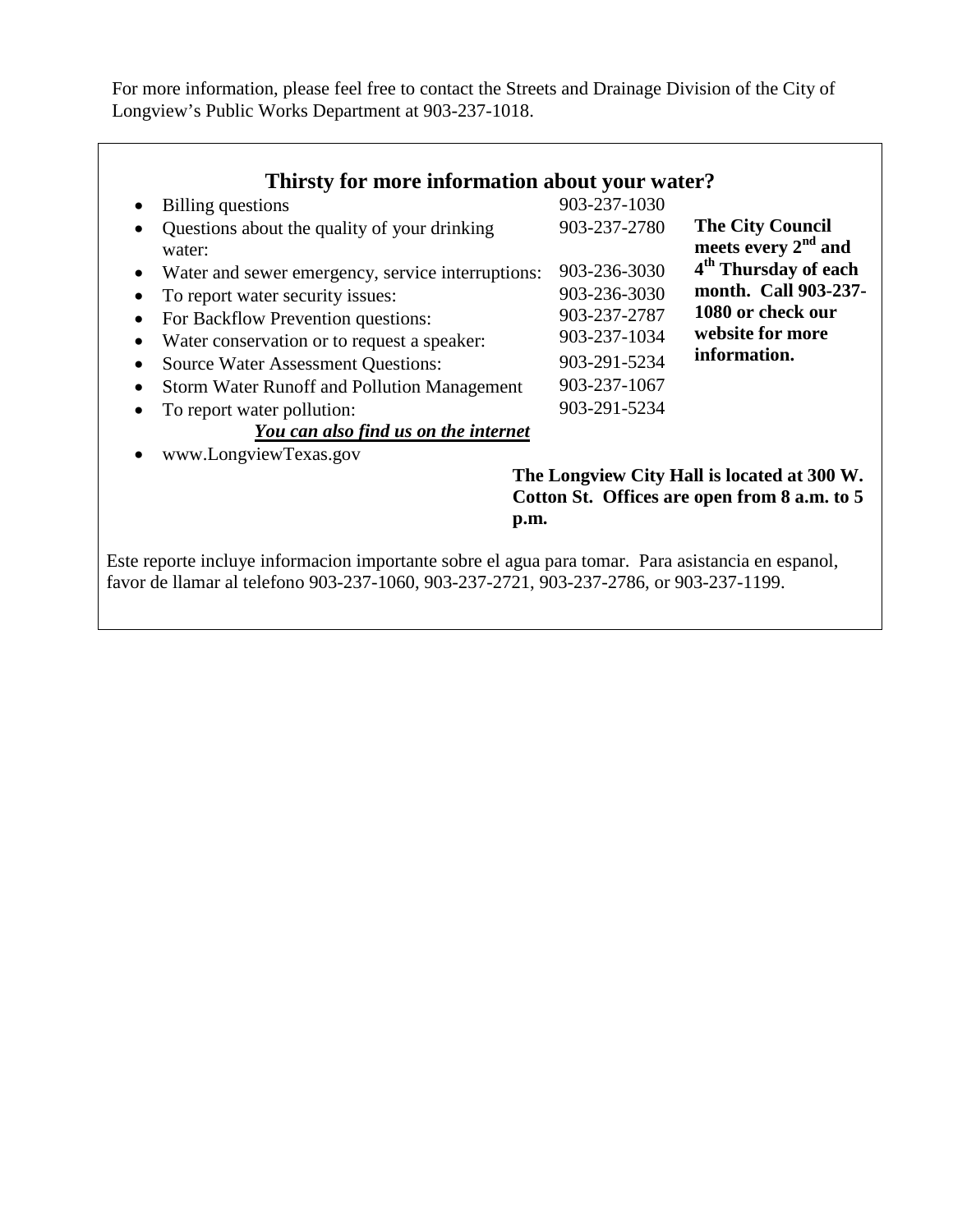For more information, please feel free to contact the Streets and Drainage Division of the City of Longview's Public Works Department at 903-237-1018.

## Thirsty for more information about your water?

| | |
|---|---|
| Billing questions | 903-237-1030 |
| Questions about the quality of your drinking water: | 903-237-2780 |
| Water and sewer emergency, service interruptions: | 903-236-3030 |
| To report water security issues: | 903-236-3030 |
| For Backflow Prevention questions: | 903-237-2787 |
| Water conservation or to request a speaker: | 903-237-1034 |
| Source Water Assessment Questions: | 903-291-5234 |
| Storm Water Runoff and Pollution Management | 903-237-1067 |
| To report water pollution: | 903-291-5234 |

***You can also find us on the internet***

- www.LongviewTexas.gov

**The City Council meets every 2nd and 4th Thursday of each month. Call 903-237-1080 or check our website for more information.**

**The Longview City Hall is located at 300 W. Cotton St. Offices are open from 8 a.m. to 5 p.m.**

Este reporte incluye informacion importante sobre el agua para tomar. Para asistancia en espanol, favor de llamar al telefono 903-237-1060, 903-237-2721, 903-237-2786, or 903-237-1199.